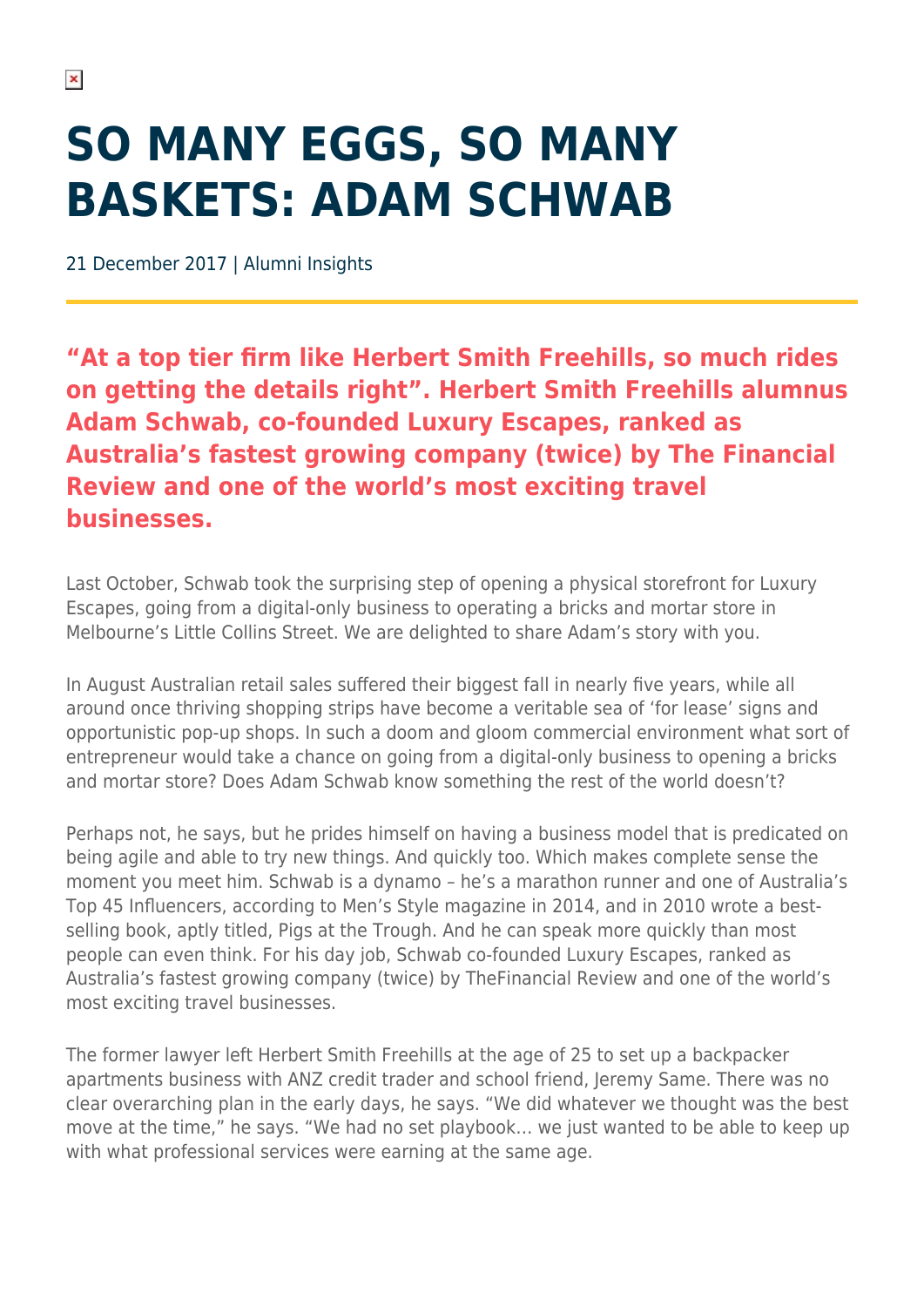# SO MANY EGGS, SO MANY BASKETS: ADAM SCHWAB

21 December 2017 | Alumni Insights

**"At a top tier firm like Herbert Smith Freehills, so much rides on getting the details right". Herbert Smith Freehills alumnus Adam Schwab, co-founded Luxury Escapes, ranked as Australia's fastest growing company (twice) by The Financial Review and one of the world's most exciting travel businesses.**

Last October, Schwab took the surprising step of opening a physical storefront for Luxury Escapes, going from a digital-only business to operating a bricks and mortar store in Melbourne's Little Collins Street. We are delighted to share Adam's story with you.

In August Australian retail sales suffered their biggest fall in nearly five years, while all around once thriving shopping strips have become a veritable sea of 'for lease' signs and opportunistic pop-up shops. In such a doom and gloom commercial environment what sort of entrepreneur would take a chance on going from a digital-only business to opening a bricks and mortar store? Does Adam Schwab know something the rest of the world doesn't?

Perhaps not, he says, but he prides himself on having a business model that is predicated on being agile and able to try new things. And quickly too. Which makes complete sense the moment you meet him. Schwab is a dynamo – he's a marathon runner and one of Australia's Top 45 Influencers, according to Men's Style magazine in 2014, and in 2010 wrote a best-selling book, aptly titled, Pigs at the Trough. And he can speak more quickly than most people can even think. For his day job, Schwab co-founded Luxury Escapes, ranked as Australia's fastest growing company (twice) by TheFinancial Review and one of the world's most exciting travel businesses.

The former lawyer left Herbert Smith Freehills at the age of 25 to set up a backpacker apartments business with ANZ credit trader and school friend, Jeremy Same. There was no clear overarching plan in the early days, he says. "We did whatever we thought was the best move at the time," he says. "We had no set playbook... we just wanted to be able to keep up with what professional services were earning at the same age.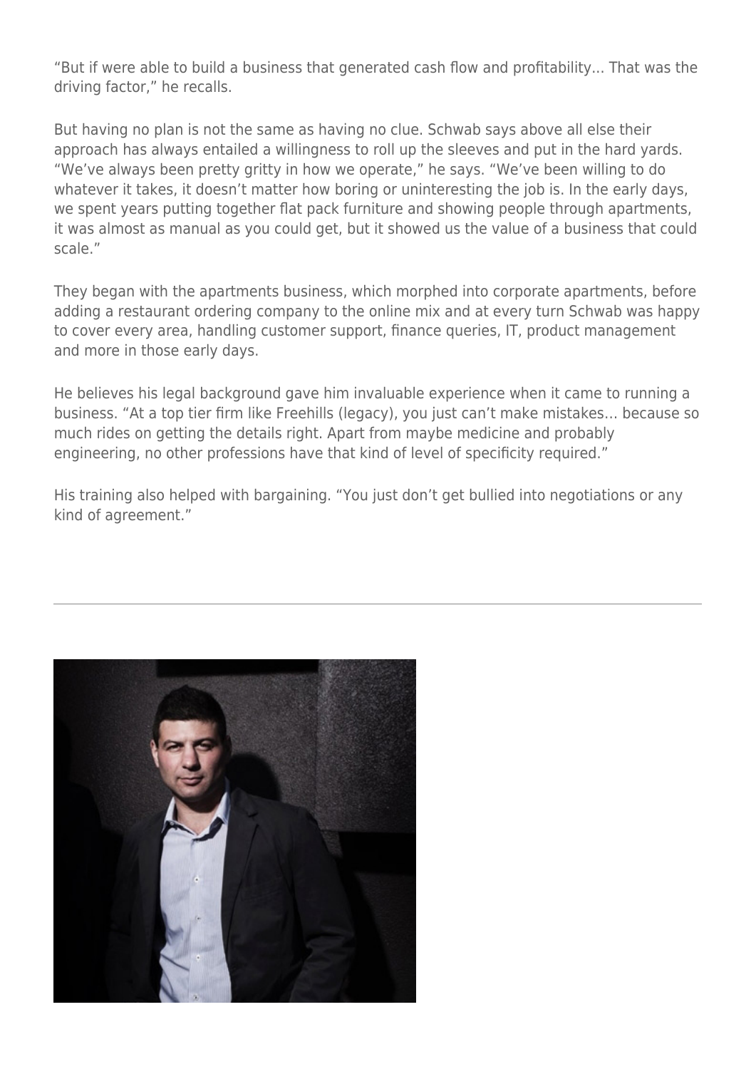"But if were able to build a business that generated cash flow and profitability... That was the driving factor," he recalls.

But having no plan is not the same as having no clue. Schwab says above all else their approach has always entailed a willingness to roll up the sleeves and put in the hard yards. "We've always been pretty gritty in how we operate," he says. "We've been willing to do whatever it takes, it doesn't matter how boring or uninteresting the job is. In the early days, we spent years putting together flat pack furniture and showing people through apartments, it was almost as manual as you could get, but it showed us the value of a business that could scale."

They began with the apartments business, which morphed into corporate apartments, before adding a restaurant ordering company to the online mix and at every turn Schwab was happy to cover every area, handling customer support, finance queries, IT, product management and more in those early days.

He believes his legal background gave him invaluable experience when it came to running a business. "At a top tier firm like Freehills (legacy), you just can't make mistakes… because so much rides on getting the details right. Apart from maybe medicine and probably engineering, no other professions have that kind of level of specificity required."

His training also helped with bargaining. "You just don't get bullied into negotiations or any kind of agreement."

---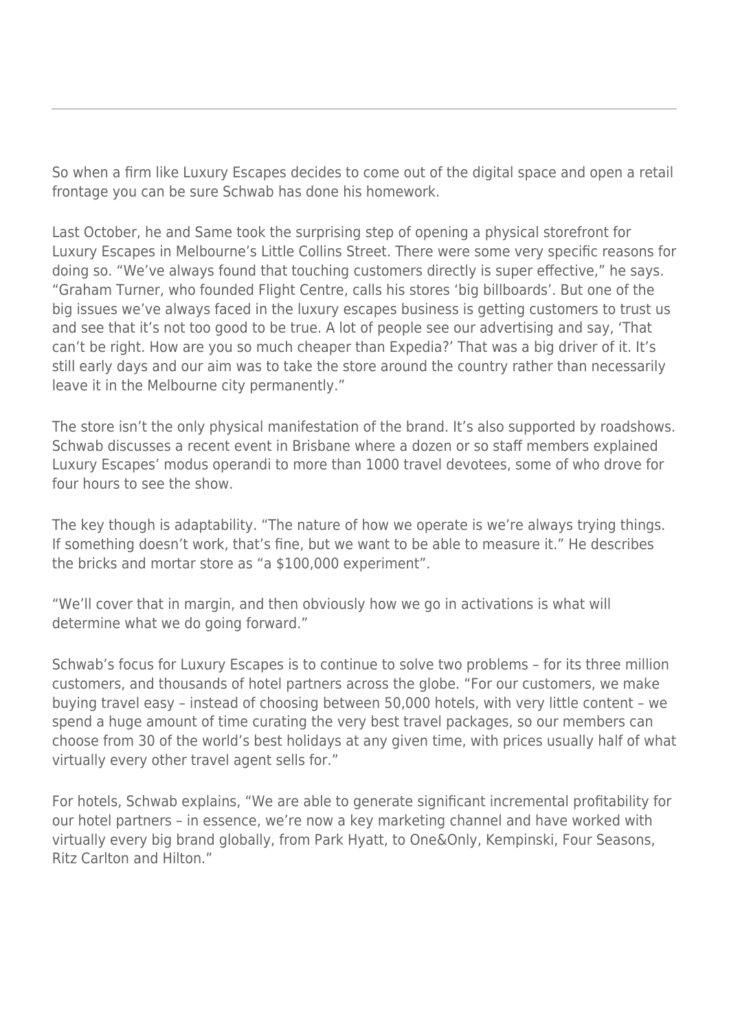So when a firm like Luxury Escapes decides to come out of the digital space and open a retail frontage you can be sure Schwab has done his homework.

Last October, he and Same took the surprising step of opening a physical storefront for Luxury Escapes in Melbourne's Little Collins Street. There were some very specific reasons for doing so. "We've always found that touching customers directly is super effective," he says. "Graham Turner, who founded Flight Centre, calls his stores 'big billboards'. But one of the big issues we've always faced in the luxury escapes business is getting customers to trust us and see that it's not too good to be true. A lot of people see our advertising and say, 'That can't be right. How are you so much cheaper than Expedia?' That was a big driver of it. It's still early days and our aim was to take the store around the country rather than necessarily leave it in the Melbourne city permanently."

The store isn't the only physical manifestation of the brand. It's also supported by roadshows. Schwab discusses a recent event in Brisbane where a dozen or so staff members explained Luxury Escapes' modus operandi to more than 1000 travel devotees, some of who drove for four hours to see the show.

The key though is adaptability. "The nature of how we operate is we're always trying things. If something doesn't work, that's fine, but we want to be able to measure it." He describes the bricks and mortar store as "a $100,000 experiment".

"We'll cover that in margin, and then obviously how we go in activations is what will determine what we do going forward."

Schwab's focus for Luxury Escapes is to continue to solve two problems – for its three million customers, and thousands of hotel partners across the globe. "For our customers, we make buying travel easy – instead of choosing between 50,000 hotels, with very little content – we spend a huge amount of time curating the very best travel packages, so our members can choose from 30 of the world's best holidays at any given time, with prices usually half of what virtually every other travel agent sells for."

For hotels, Schwab explains, "We are able to generate significant incremental profitability for our hotel partners – in essence, we're now a key marketing channel and have worked with virtually every big brand globally, from Park Hyatt, to One&Only, Kempinski, Four Seasons, Ritz Carlton and Hilton."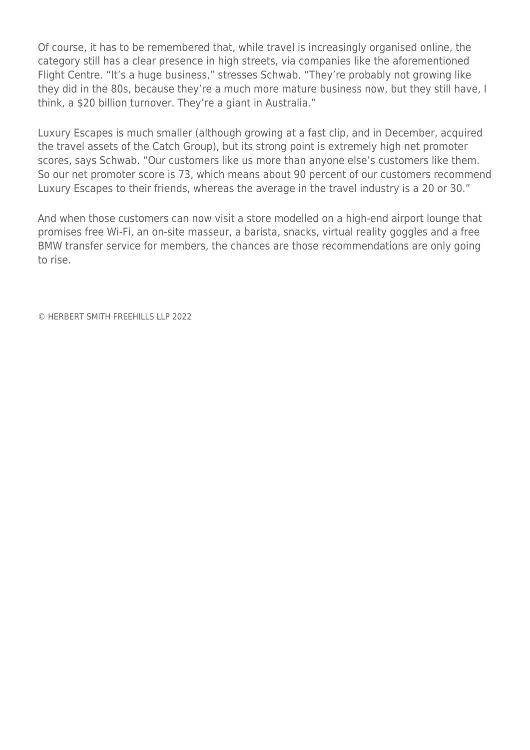Of course, it has to be remembered that, while travel is increasingly organised online, the category still has a clear presence in high streets, via companies like the aforementioned Flight Centre. “It’s a huge business,” stresses Schwab. “They’re probably not growing like they did in the 80s, because they’re a much more mature business now, but they still have, I think, a $20 billion turnover. They’re a giant in Australia.”

Luxury Escapes is much smaller (although growing at a fast clip, and in December, acquired the travel assets of the Catch Group), but its strong point is extremely high net promoter scores, says Schwab. “Our customers like us more than anyone else’s customers like them. So our net promoter score is 73, which means about 90 percent of our customers recommend Luxury Escapes to their friends, whereas the average in the travel industry is a 20 or 30.”

And when those customers can now visit a store modelled on a high-end airport lounge that promises free Wi-Fi, an on-site masseur, a barista, snacks, virtual reality goggles and a free BMW transfer service for members, the chances are those recommendations are only going to rise.

© HERBERT SMITH FREEHILLS LLP 2022